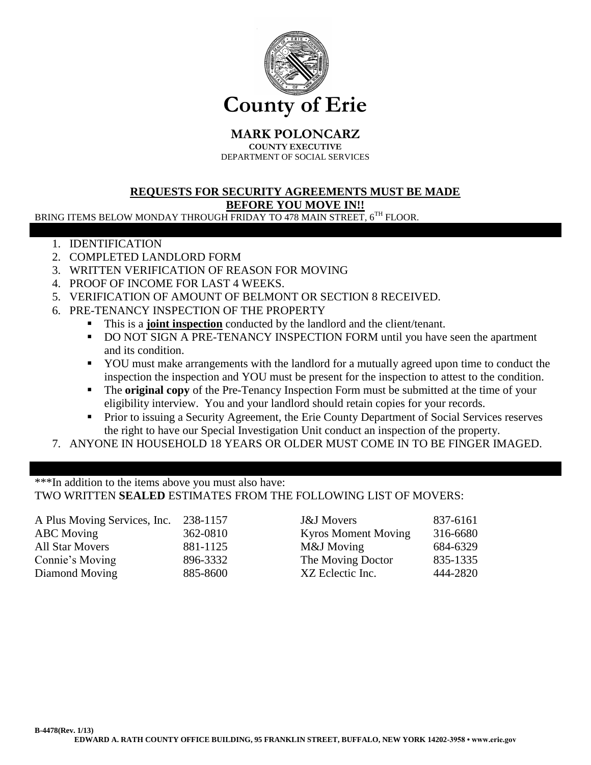# County of Erie

## MARK POLONCARZ

**COUNTY EXECUTIVE**

DEPARTMENT OF SOCIAL SERVICES

### REQUESTS FOR SECURITY AGREEMENTS MUST BE MADE BEFORE YOU MOVE IN!!

BRING ITEMS BELOW MONDAY THROUGH FRIDAY TO 478 MAIN STREET, 6TH FLOOR.

1. IDENTIFICATION
2. COMPLETED LANDLORD FORM
3. WRITTEN VERIFICATION OF REASON FOR MOVING
4. PROOF OF INCOME FOR LAST 4 WEEKS.
5. VERIFICATION OF AMOUNT OF BELMONT OR SECTION 8 RECEIVED.
6. PRE-TENANCY INSPECTION OF THE PROPERTY
   - This is a **joint inspection** conducted by the landlord and the client/tenant.
   - DO NOT SIGN A PRE-TENANCY INSPECTION FORM until you have seen the apartment and its condition.
   - YOU must make arrangements with the landlord for a mutually agreed upon time to conduct the inspection the inspection and YOU must be present for the inspection to attest to the condition.
   - The **original copy** of the Pre-Tenancy Inspection Form must be submitted at the time of your eligibility interview. You and your landlord should retain copies for your records.
   - Prior to issuing a Security Agreement, the Erie County Department of Social Services reserves the right to have our Special Investigation Unit conduct an inspection of the property.
7. ANYONE IN HOUSEHOLD 18 YEARS OR OLDER MUST COME IN TO BE FINGER IMAGED.

***In addition to the items above you must also have:
TWO WRITTEN **SEALED** ESTIMATES FROM THE FOLLOWING LIST OF MOVERS:

| | | | |
|---|---|---|---|
| A Plus Moving Services, Inc. | 238-1157 | J&J Movers | 837-6161 |
| ABC Moving | 362-0810 | Kyros Moment Moving | 316-6680 |
| All Star Movers | 881-1125 | M&J Moving | 684-6329 |
| Connie's Moving | 896-3332 | The Moving Doctor | 835-1335 |
| Diamond Moving | 885-8600 | XZ Eclectic Inc. | 444-2820 |

**B-4478(Rev. 1/13)**

**EDWARD A. RATH COUNTY OFFICE BUILDING, 95 FRANKLIN STREET, BUFFALO, NEW YORK 14202-3958 • www.erie.gov**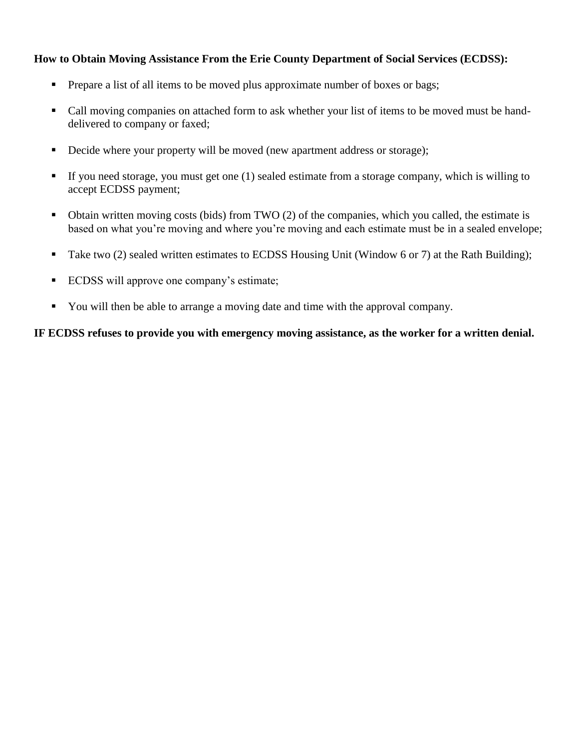**How to Obtain Moving Assistance From the Erie County Department of Social Services (ECDSS):**

- Prepare a list of all items to be moved plus approximate number of boxes or bags;
- Call moving companies on attached form to ask whether your list of items to be moved must be hand-delivered to company or faxed;
- Decide where your property will be moved (new apartment address or storage);
- If you need storage, you must get one (1) sealed estimate from a storage company, which is willing to accept ECDSS payment;
- Obtain written moving costs (bids) from TWO (2) of the companies, which you called, the estimate is based on what you're moving and where you're moving and each estimate must be in a sealed envelope;
- Take two (2) sealed written estimates to ECDSS Housing Unit (Window 6 or 7) at the Rath Building);
- ECDSS will approve one company's estimate;
- You will then be able to arrange a moving date and time with the approval company.

**IF ECDSS refuses to provide you with emergency moving assistance, as the worker for a written denial.**